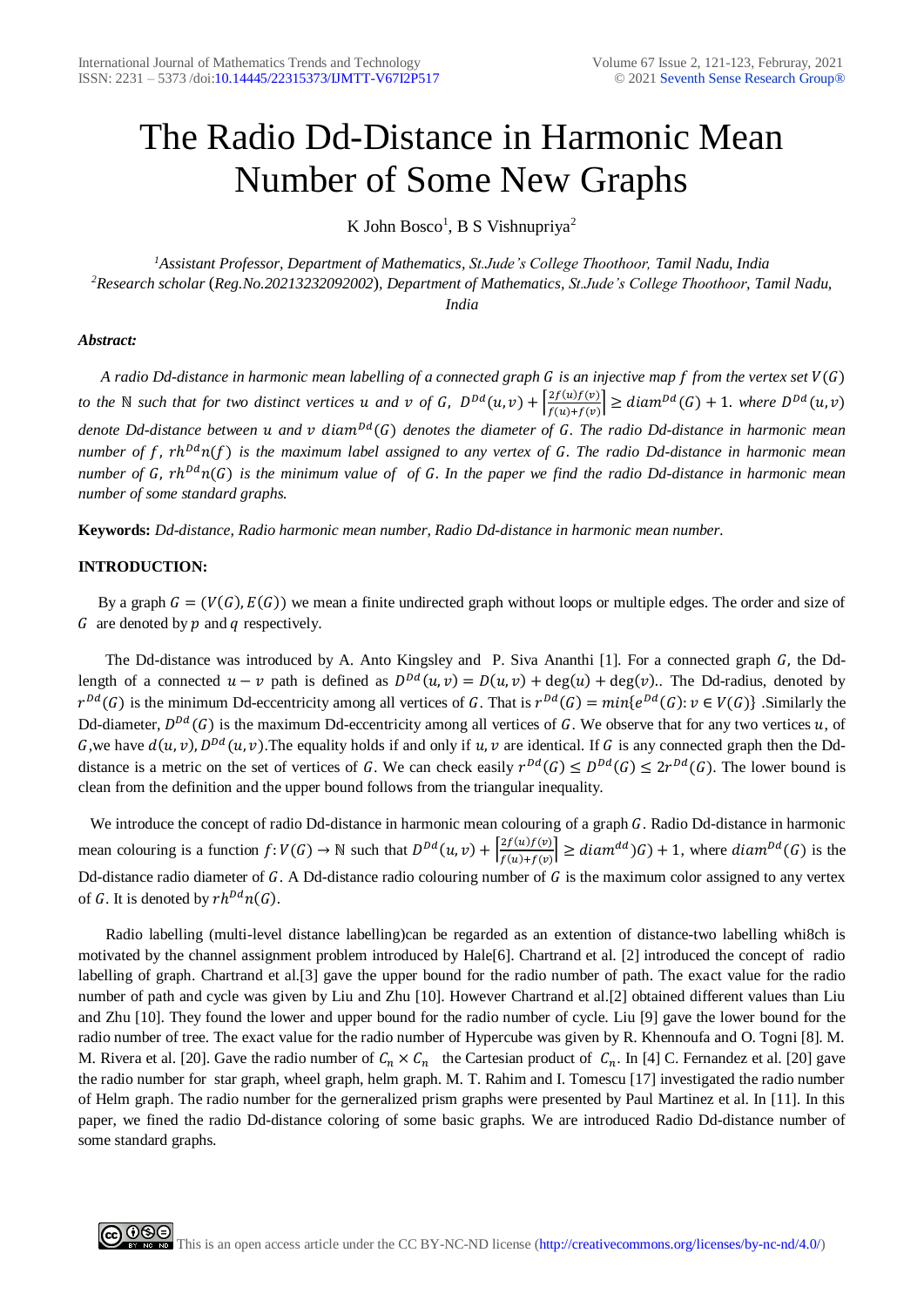# The Radio Dd-Distance in Harmonic Mean Number of Some New Graphs

K John Bosco[1], B S Vishnupriya[2]

[1]*Assistant Professor, Department of Mathematics, St.Jude's College Thoothoor, Tamil Nadu, India*
[2]*Research scholar (Reg.No.20213232092002), Department of Mathematics, St.Jude's College Thoothoor, Tamil Nadu, India*

***Abstract:***

*A radio Dd-distance in harmonic mean labelling of a connected graph $G$ is an injective map $f$ from the vertex set $V(G)$ to the $\mathbb{N}$ such that for two distinct vertices $u$ and $v$ of $G$, $D^{Dd}(u,v) + \left\lceil \frac{2f(u)f(v)}{f(u)+f(v)} \right\rceil \geq diam^{Dd}(G) + 1$. where $D^{Dd}(u,v)$ denote Dd-distance between $u$ and $v$ $diam^{Dd}(G)$ denotes the diameter of $G$. The radio Dd-distance in harmonic mean number of $f$, $rh^{Dd}n(f)$ is the maximum label assigned to any vertex of $G$. The radio Dd-distance in harmonic mean number of $G$, $rh^{Dd}n(G)$ is the minimum value of of $G$. In the paper we find the radio Dd-distance in harmonic mean number of some standard graphs.*

**Keywords:** *Dd-distance, Radio harmonic mean number, Radio Dd-distance in harmonic mean number.*

**INTRODUCTION:**

By a graph $G = (V(G), E(G))$ we mean a finite undirected graph without loops or multiple edges. The order and size of $G$ are denoted by $p$ and $q$ respectively.

The Dd-distance was introduced by A. Anto Kingsley and P. Siva Ananthi [1]. For a connected graph $G$, the Dd-length of a connected $u - v$ path is defined as $D^{Dd}(u,v) = D(u,v) + \deg(u) + \deg(v)$.. The Dd-radius, denoted by $r^{Dd}(G)$ is the minimum Dd-eccentricity among all vertices of $G$. That is $r^{Dd}(G) = min\{e^{Dd}(G): v \in V(G)\}$ .Similarly the Dd-diameter, $D^{Dd}(G)$ is the maximum Dd-eccentricity among all vertices of $G$. We observe that for any two vertices $u$, of $G$,we have $d(u,v), D^{Dd}(u,v)$.The equality holds if and only if $u, v$ are identical. If $G$ is any connected graph then the Dd-distance is a metric on the set of vertices of $G$. We can check easily $r^{Dd}(G) \leq D^{Dd}(G) \leq 2r^{Dd}(G)$. The lower bound is clean from the definition and the upper bound follows from the triangular inequality.

We introduce the concept of radio Dd-distance in harmonic mean colouring of a graph $G$. Radio Dd-distance in harmonic mean colouring is a function $f: V(G) \to \mathbb{N}$ such that $D^{Dd}(u,v) + \left\lceil \frac{2f(u)f(v)}{f(u)+f(v)} \right\rceil \geq diam^{dd})G) + 1$, where $diam^{Dd}(G)$ is the Dd-distance radio diameter of $G$. A Dd-distance radio colouring number of $G$ is the maximum color assigned to any vertex of $G$. It is denoted by $rh^{Dd}n(G)$.

Radio labelling (multi-level distance labelling)can be regarded as an extention of distance-two labelling whi8ch is motivated by the channel assignment problem introduced by Hale[6]. Chartrand et al. [2] introduced the concept of radio labelling of graph. Chartrand et al.[3] gave the upper bound for the radio number of path. The exact value for the radio number of path and cycle was given by Liu and Zhu [10]. However Chartrand et al.[2] obtained different values than Liu and Zhu [10]. They found the lower and upper bound for the radio number of cycle. Liu [9] gave the lower bound for the radio number of tree. The exact value for the radio number of Hypercube was given by R. Khennoufa and O. Togni [8]. M. M. Rivera et al. [20]. Gave the radio number of $C_n \times C_n$ the Cartesian product of $C_n$. In [4] C. Fernandez et al. [20] gave the radio number for star graph, wheel graph, helm graph. M. T. Rahim and I. Tomescu [17] investigated the radio number of Helm graph. The radio number for the gerneralized prism graphs were presented by Paul Martinez et al. In [11]. In this paper, we fined the radio Dd-distance coloring of some basic graphs. We are introduced Radio Dd-distance number of some standard graphs.

This is an open access article under the CC BY-NC-ND license (http://creativecommons.org/licenses/by-nc-nd/4.0/)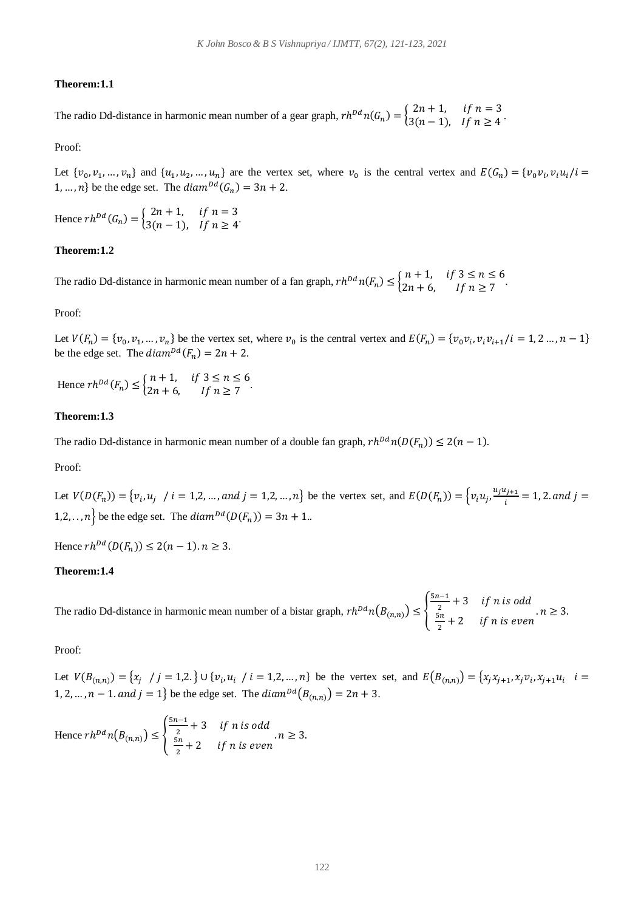**Theorem:1.1**

The radio Dd-distance in harmonic mean number of a gear graph, $rh^{Dd}n(G_n) = \begin{cases} 2n+1, & if\ n=3 \\ 3(n-1), & If\ n \geq 4 \end{cases}$.

Proof:

Let $\{v_0, v_1, \ldots, v_n\}$ and $\{u_1, u_2, \ldots, u_n\}$ are the vertex set, where $v_0$ is the central vertex and $E(G_n) = \{v_0v_i, v_iu_i / i = 1, \ldots, n\}$ be the edge set. The $diam^{Dd}(G_n) = 3n+2$.

Hence $rh^{Dd}(G_n) = \begin{cases} 2n+1, & if\ n=3 \\ 3(n-1), & If\ n \geq 4 \end{cases}$.

**Theorem:1.2**

The radio Dd-distance in harmonic mean number of a fan graph, $rh^{Dd}n(F_n) \leq \begin{cases} n+1, & if\ 3 \leq n \leq 6 \\ 2n+6, & If\ n \geq 7 \end{cases}$.

Proof:

Let $V(F_n) = \{v_0, v_1, \ldots, v_n\}$ be the vertex set, where $v_0$ is the central vertex and $E(F_n) = \{v_0v_i, v_iv_{i+1} / i = 1, 2 \ldots, n-1\}$ be the edge set. The $diam^{Dd}(F_n) = 2n+2$.

Hence $rh^{Dd}(F_n) \leq \begin{cases} n+1, & if\ 3 \leq n \leq 6 \\ 2n+6, & If\ n \geq 7 \end{cases}$.

**Theorem:1.3**

The radio Dd-distance in harmonic mean number of a double fan graph, $rh^{Dd}n(D(F_n)) \leq 2(n-1)$.

Proof:

Let $V(D(F_n)) = \{v_i, u_j\ / i = 1,2, \ldots, and\ j = 1,2, \ldots, n\}$ be the vertex set, and $E(D(F_n)) = \left\{v_iu_j, \frac{u_ju_{j+1}}{i} = 1, 2. and\ j = 1,2, \ldots, n\right\}$ be the edge set. The $diam^{Dd}(D(F_n)) = 3n+1$..

Hence $rh^{Dd}(D(F_n)) \leq 2(n-1). n \geq 3$.

**Theorem:1.4**

The radio Dd-distance in harmonic mean number of a bistar graph, $rh^{Dd}n(B_{(n,n)}) \leq \begin{cases} \frac{5n-1}{2} + 3 & if\ n\ is\ odd \\ \frac{5n}{2} + 2 & if\ n\ is\ even \end{cases}. n \geq 3$.

Proof:

Let $V(B_{(n,n)}) = \{x_j\ / j = 1,2.\} \cup \{v_i, u_i\ / i = 1,2, \ldots, n\}$ be the vertex set, and $E(B_{(n,n)}) = \{x_jx_{j+1}, x_jv_i, x_{j+1}u_i\ \ i = 1, 2, \ldots, n-1. and\ j = 1\}$ be the edge set. The $diam^{Dd}(B_{(n,n)}) = 2n+3$.

Hence $rh^{Dd}n(B_{(n,n)}) \leq \begin{cases} \frac{5n-1}{2} + 3 & if\ n\ is\ odd \\ \frac{5n}{2} + 2 & if\ n\ is\ even \end{cases}. n \geq 3$.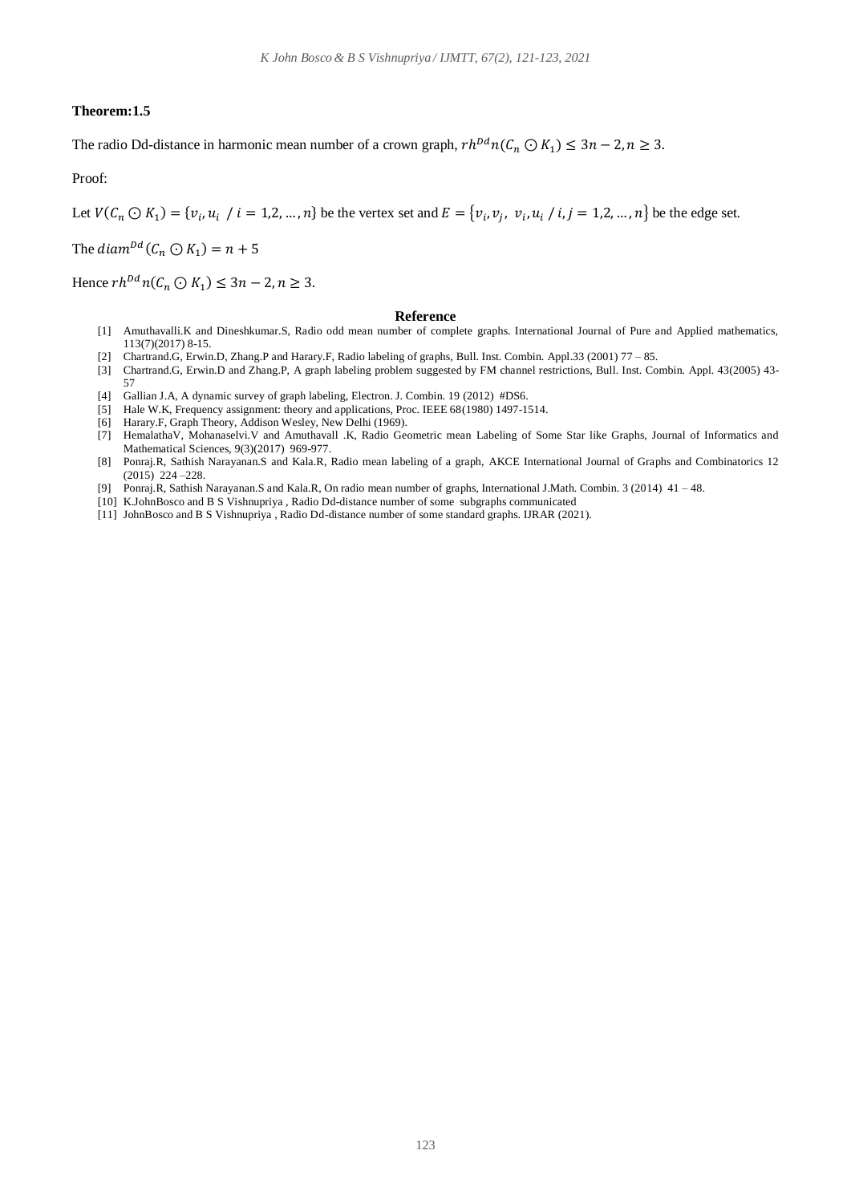**Theorem:1.5**

The radio Dd-distance in harmonic mean number of a crown graph, $rh^{Dd}n(C_n \odot K_1) \leq 3n-2, n \geq 3$.

Proof:

Let $V(C_n \odot K_1) = \{v_i, u_i \ / \ i = 1,2,\dots,n\}$ be the vertex set and $E = \{v_i, v_j, \ v_i, u_i \ / \ i, j = 1,2,\dots,n\}$ be the edge set.

The $diam^{Dd}(C_n \odot K_1) = n + 5$

Hence $rh^{Dd}n(C_n \odot K_1) \leq 3n-2, n \geq 3$.

## Reference

[1] Amuthavalli.K and Dineshkumar.S, Radio odd mean number of complete graphs. International Journal of Pure and Applied mathematics, 113(7)(2017) 8-15.

[2] Chartrand.G, Erwin.D, Zhang.P and Harary.F, Radio labeling of graphs, Bull. Inst. Combin. Appl.33 (2001) 77 – 85.

[3] Chartrand.G, Erwin.D and Zhang.P, A graph labeling problem suggested by FM channel restrictions, Bull. Inst. Combin. Appl. 43(2005) 43-57

[4] Gallian J.A, A dynamic survey of graph labeling, Electron. J. Combin. 19 (2012) #DS6.

[5] Hale W.K, Frequency assignment: theory and applications, Proc. IEEE 68(1980) 1497-1514.

[6] Harary.F, Graph Theory, Addison Wesley, New Delhi (1969).

[7] HemalathaV, Mohanaselvi.V and Amuthavall .K, Radio Geometric mean Labeling of Some Star like Graphs, Journal of Informatics and Mathematical Sciences, 9(3)(2017) 969-977.

[8] Ponraj.R, Sathish Narayanan.S and Kala.R, Radio mean labeling of a graph, AKCE International Journal of Graphs and Combinatorics 12 (2015) 224 –228.

[9] Ponraj.R, Sathish Narayanan.S and Kala.R, On radio mean number of graphs, International J.Math. Combin. 3 (2014) 41 – 48.

[10] K.JohnBosco and B S Vishnupriya , Radio Dd-distance number of some subgraphs communicated

[11] JohnBosco and B S Vishnupriya , Radio Dd-distance number of some standard graphs. IJRAR (2021).